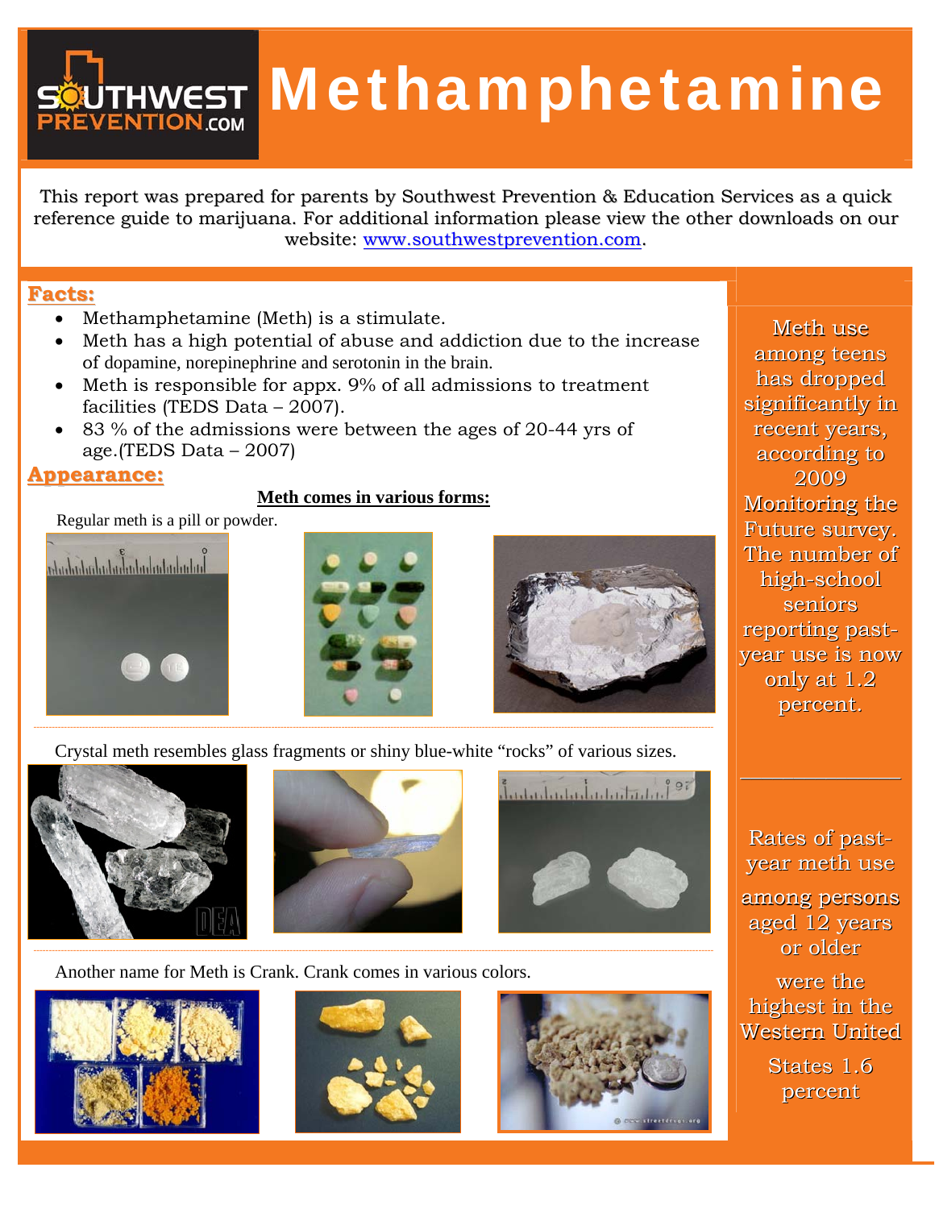# Methamphetamine

SOUTHWEST PREVENTION.COM

This report was prepared for parents by Southwest Prevention & Education Services as a quick reference guide to marijuana. For additional information please view the other downloads on our website: www.southwestprevention.com.

## Facts:

- Methamphetamine (Meth) is a stimulate.
- Meth has a high potential of abuse and addiction due to the increase of dopamine, norepinephrine and serotonin in the brain.
- Meth is responsible for appx. 9% of all admissions to treatment facilities (TEDS Data – 2007).
- 83 % of the admissions were between the ages of 20-44 yrs of age.(TEDS Data – 2007)

## Appearance:

**Meth comes in various forms:**

Regular meth is a pill or powder.

Crystal meth resembles glass fragments or shiny blue-white "rocks" of various sizes.

Another name for Meth is Crank. Crank comes in various colors.

Meth use among teens has dropped significantly in recent years, according to 2009 Monitoring the Future survey. The number of high-school seniors reporting past-year use is now only at 1.2 percent.

Rates of past-year meth use among persons aged 12 years or older were the highest in the Western United States 1.6 percent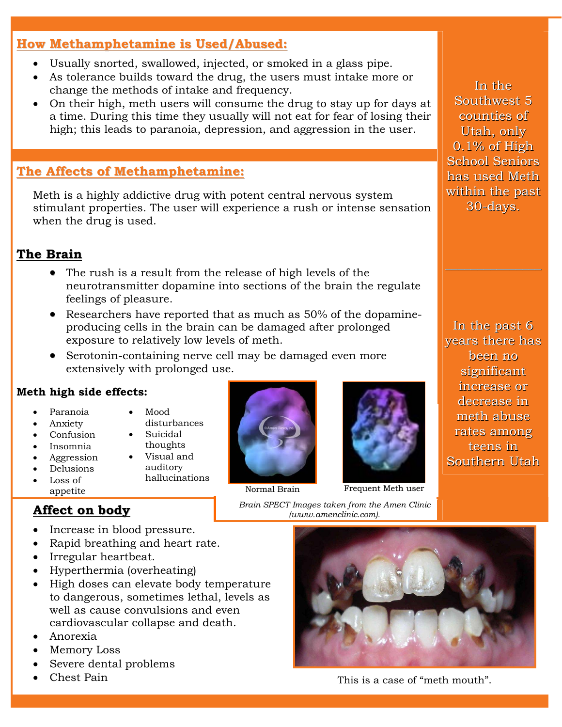## How Methamphetamine is Used/Abused:

- Usually snorted, swallowed, injected, or smoked in a glass pipe.
- As tolerance builds toward the drug, the users must intake more or change the methods of intake and frequency.
- On their high, meth users will consume the drug to stay up for days at a time. During this time they usually will not eat for fear of losing their high; this leads to paranoia, depression, and aggression in the user.

## The Affects of Methamphetamine:

Meth is a highly addictive drug with potent central nervous system stimulant properties. The user will experience a rush or intense sensation when the drug is used.

### The Brain

- The rush is a result from the release of high levels of the neurotransmitter dopamine into sections of the brain the regulate feelings of pleasure.
- Researchers have reported that as much as 50% of the dopamine-producing cells in the brain can be damaged after prolonged exposure to relatively low levels of meth.
- Serotonin-containing nerve cell may be damaged even more extensively with prolonged use.

**Meth high side effects:**

- Paranoia
- Anxiety
- Confusion
- Insomnia
- Aggression
- Delusions
- Loss of appetite
- Mood disturbances
- Suicidal thoughts
- Visual and auditory hallucinations

Normal Brain

Frequent Meth user

*Brain SPECT Images taken from the Amen Clinic (www.amenclinic.com).*

### Affect on body

- Increase in blood pressure.
- Rapid breathing and heart rate.
- Irregular heartbeat.
- Hyperthermia (overheating)
- High doses can elevate body temperature to dangerous, sometimes lethal, levels as well as cause convulsions and even cardiovascular collapse and death.
- Anorexia
- Memory Loss
- Severe dental problems
- Chest Pain

This is a case of "meth mouth".

In the Southwest 5 counties of Utah, only 0.1% of High School Seniors has used Meth within the past 30-days.

In the past 6 years there has been no significant increase or decrease in meth abuse rates among teens in Southern Utah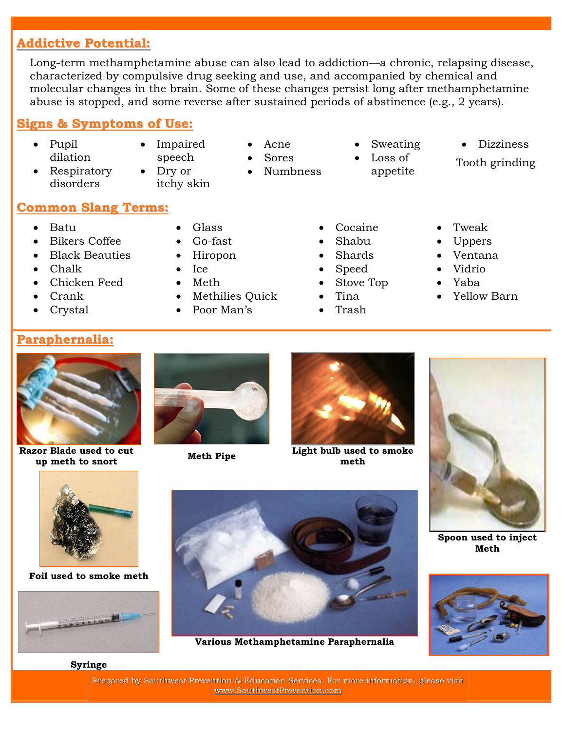## Addictive Potential:

Long-term methamphetamine abuse can also lead to addiction—a chronic, relapsing disease, characterized by compulsive drug seeking and use, and accompanied by chemical and molecular changes in the brain. Some of these changes persist long after methamphetamine abuse is stopped, and some reverse after sustained periods of abstinence (e.g., 2 years).

## Signs & Symptoms of Use:

- Pupil dilation
- Respiratory disorders
- Impaired speech
- Dry or itchy skin
- Acne
- Sores
- Numbness
- Sweating
- Loss of appetite
- Dizziness

Tooth grinding

## Common Slang Terms:

- Batu
- Bikers Coffee
- Black Beauties
- Chalk
- Chicken Feed
- Crank
- Crystal
- Glass
- Go-fast
- Hiropon
- Ice
- Meth
- Methilies Quick
- Poor Man's
- Cocaine
- Shabu
- Shards
- Speed
- Stove Top
- Tina
- Trash
- Tweak
- Uppers
- Ventana
- Vidrio
- Yaba
- Yellow Barn

## Paraphernalia:

**Razor Blade used to cut up meth to snort**

**Meth Pipe**

**Light bulb used to smoke meth**

**Spoon used to inject Meth**

**Foil used to smoke meth**

**Various Methamphetamine Paraphernalia**

**Syringe**

Prepared by Southwest Prevention & Education Services. For more information, please visit www.SouthwestPrevention.com